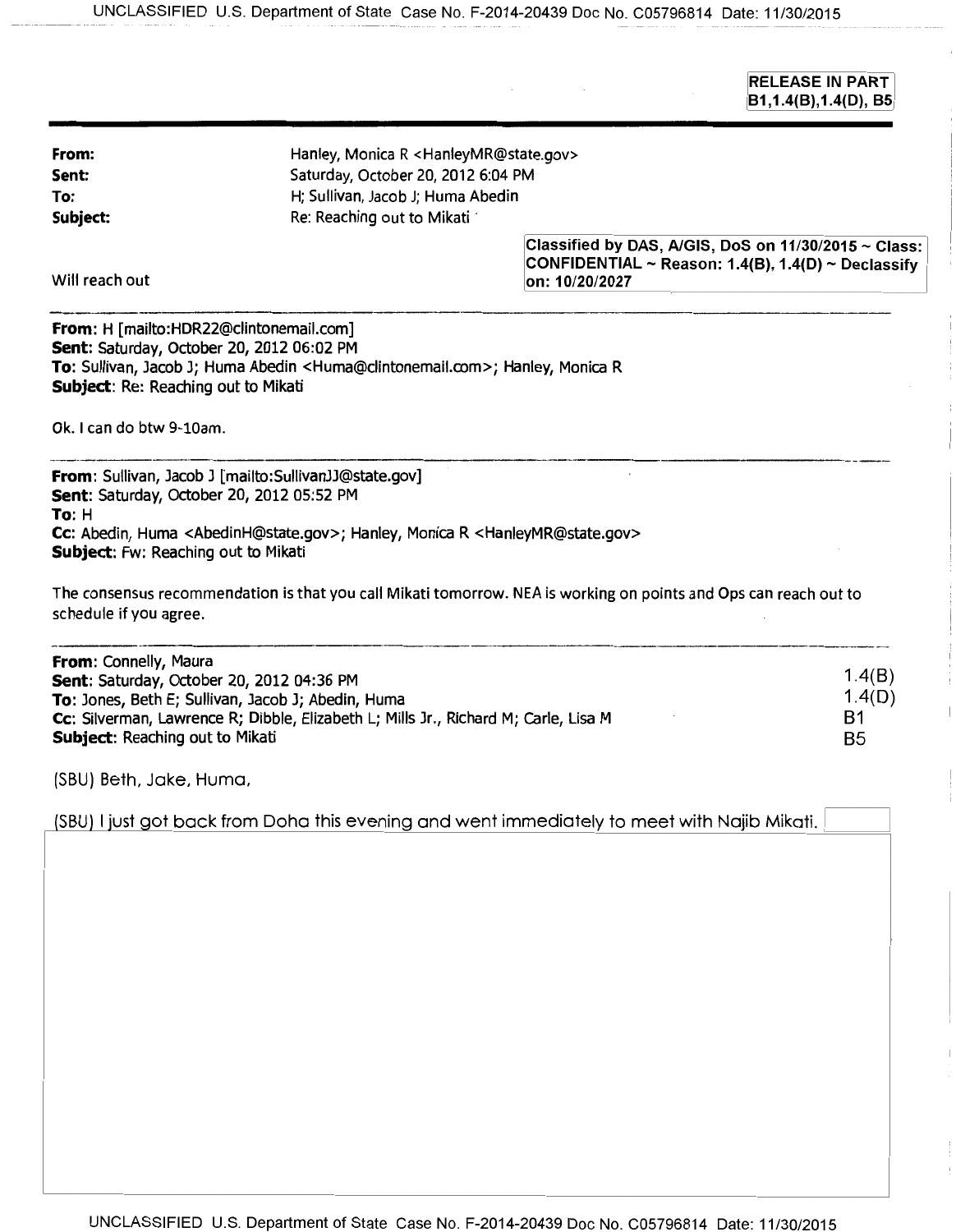RELEASE IN PART
B1,1.4(B),1.4(D), B5

**From:** Hanley, Monica R <HanleyMR@state.gov>
**Sent:** Saturday, October 20, 2012 6:04 PM
**To:** H; Sullivan, Jacob J; Huma Abedin
**Subject:** Re: Reaching out to Mikati

Classified by DAS, A/GIS, DoS on 11/30/2015 ~ Class: CONFIDENTIAL ~ Reason: 1.4(B), 1.4(D) ~ Declassify on: 10/20/2027

Will reach out

---

**From:** H [mailto:HDR22@clintonemail.com]
**Sent:** Saturday, October 20, 2012 06:02 PM
**To:** Sullivan, Jacob J; Huma Abedin <Huma@clintonemail.com>; Hanley, Monica R
**Subject:** Re: Reaching out to Mikati

Ok. I can do btw 9-10am.

---

**From:** Sullivan, Jacob J [mailto:SullivanJJ@state.gov]
**Sent:** Saturday, October 20, 2012 05:52 PM
**To:** H
**Cc:** Abedin, Huma <AbedinH@state.gov>; Hanley, Monica R <HanleyMR@state.gov>
**Subject:** Fw: Reaching out to Mikati

The consensus recommendation is that you call Mikati tomorrow. NEA is working on points and Ops can reach out to schedule if you agree.

---

**From:** Connelly, Maura
**Sent:** Saturday, October 20, 2012 04:36 PM
**To:** Jones, Beth E; Sullivan, Jacob J; Abedin, Huma
**Cc:** Silverman, Lawrence R; Dibble, Elizabeth L; Mills Jr., Richard M; Carle, Lisa M
**Subject:** Reaching out to Mikati

1.4(B)
1.4(D)
B1
B5

(SBU) Beth, Jake, Huma,

(SBU) I just got back from Doha this evening and went immediately to meet with Najib Mikati.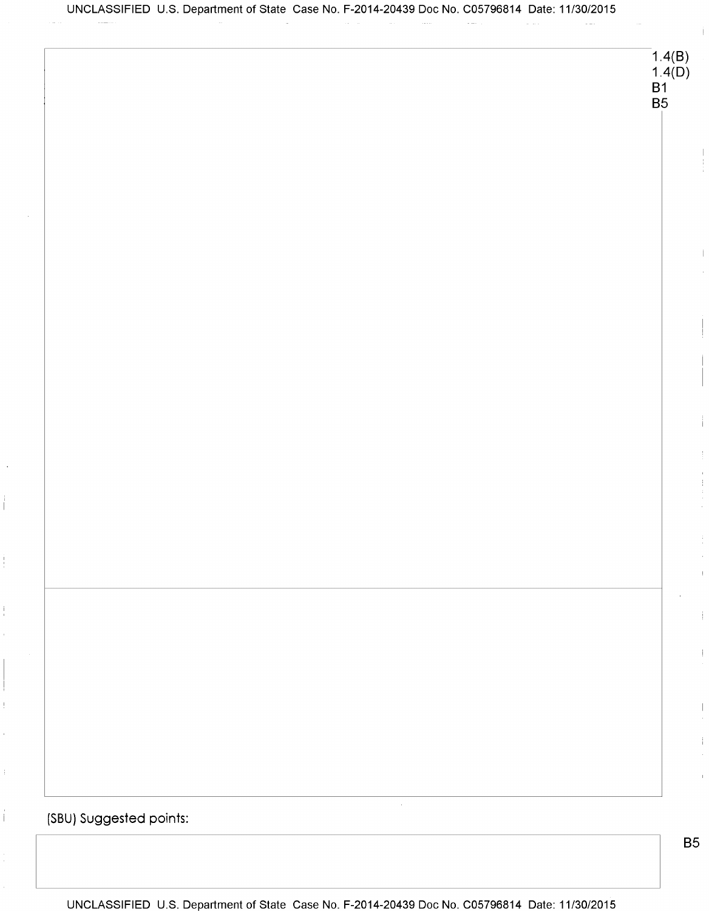1.4(B)
1.4(D)
B1
B5

(SBU) Suggested points:

B5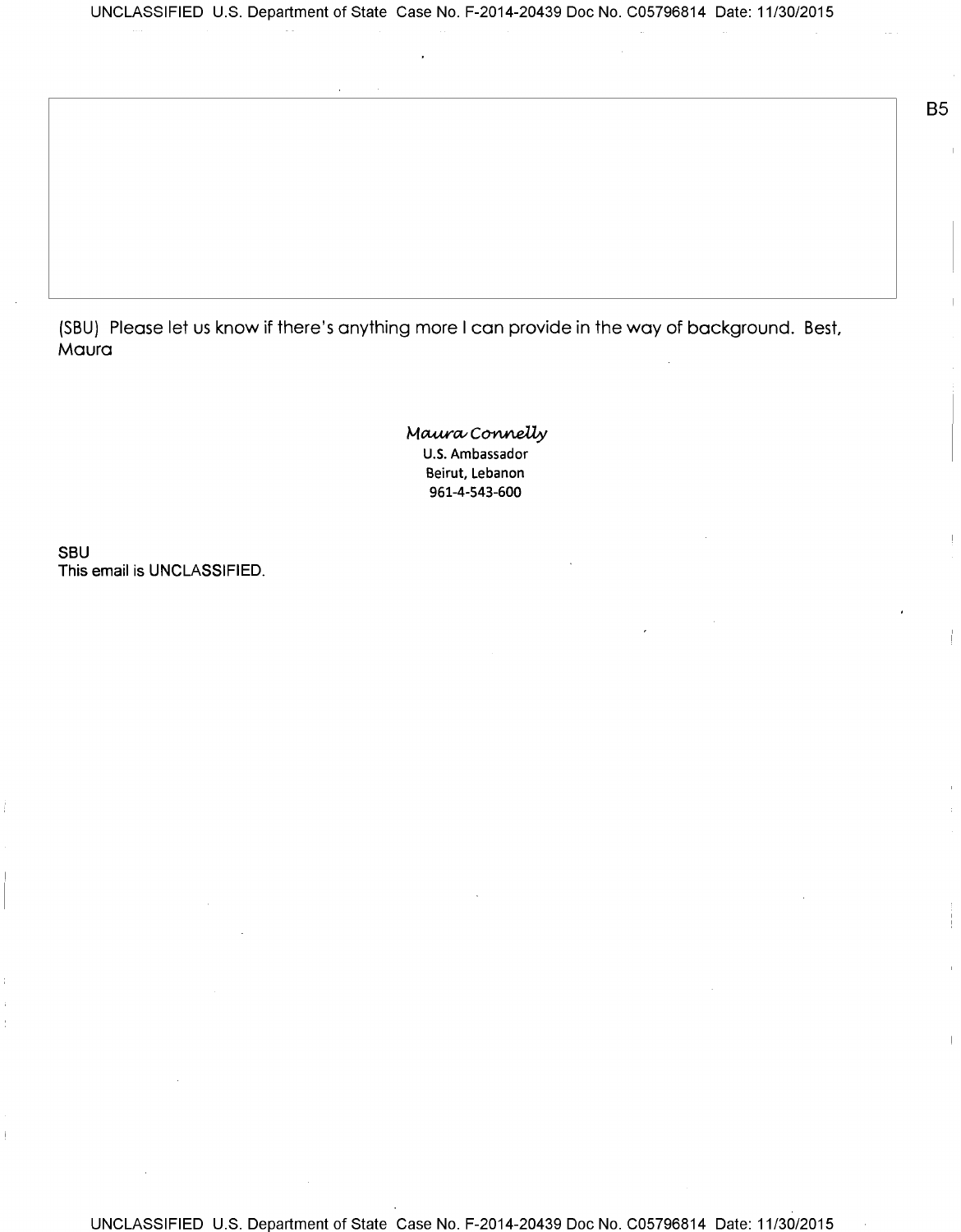B5

(SBU) Please let us know if there's anything more I can provide in the way of background. Best, Maura

*Maura Connelly*
U.S. Ambassador
Beirut, Lebanon
961-4-543-600

SBU
This email is UNCLASSIFIED.